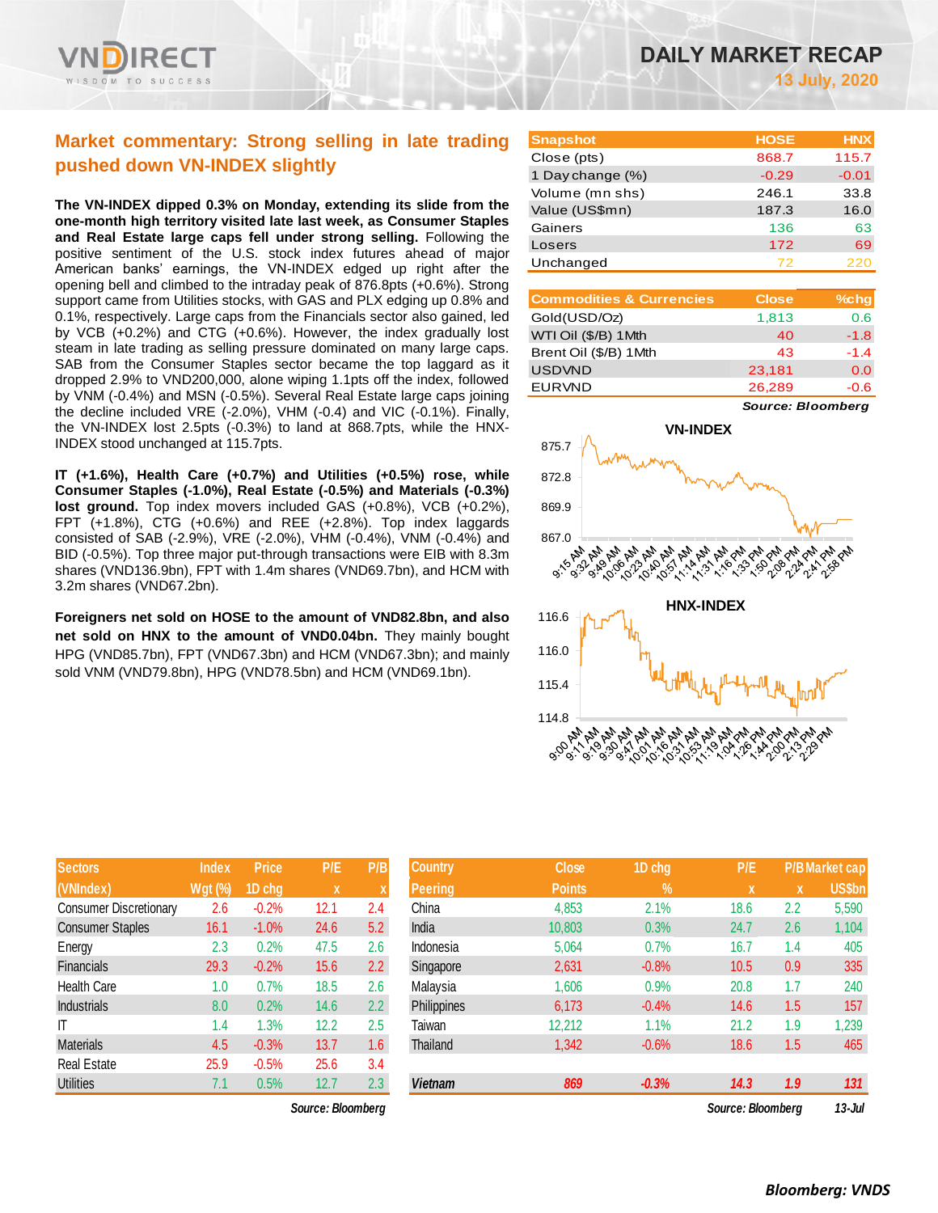# DAILY MARKET RECAP

**13 July, 2020**

## Market commentary: Strong selling in late trading pushed down VN-INDEX slightly

**The VN-INDEX dipped 0.3% on Monday, extending its slide from the one-month high territory visited late last week, as Consumer Staples and Real Estate large caps fell under strong selling.** Following the positive sentiment of the U.S. stock index futures ahead of major American banks' earnings, the VN-INDEX edged up right after the opening bell and climbed to the intraday peak of 876.8pts (+0.6%). Strong support came from Utilities stocks, with GAS and PLX edging up 0.8% and 0.1%, respectively. Large caps from the Financials sector also gained, led by VCB (+0.2%) and CTG (+0.6%). However, the index gradually lost steam in late trading as selling pressure dominated on many large caps. SAB from the Consumer Staples sector became the top laggard as it dropped 2.9% to VND200,000, alone wiping 1.1pts off the index, followed by VNM (-0.4%) and MSN (-0.5%). Several Real Estate large caps joining the decline included VRE (-2.0%), VHM (-0.4) and VIC (-0.1%). Finally, the VN-INDEX lost 2.5pts (-0.3%) to land at 868.7pts, while the HNX-INDEX stood unchanged at 115.7pts.

**IT (+1.6%), Health Care (+0.7%) and Utilities (+0.5%) rose, while Consumer Staples (-1.0%), Real Estate (-0.5%) and Materials (-0.3%) lost ground.** Top index movers included GAS (+0.8%), VCB (+0.2%), FPT (+1.8%), CTG (+0.6%) and REE (+2.8%). Top index laggards consisted of SAB (-2.9%), VRE (-2.0%), VHM (-0.4%), VNM (-0.4%) and BID (-0.5%). Top three major put-through transactions were EIB with 8.3m shares (VND136.9bn), FPT with 1.4m shares (VND69.7bn), and HCM with 3.2m shares (VND67.2bn).

**Foreigners net sold on HOSE to the amount of VND82.8bn, and also net sold on HNX to the amount of VND0.04bn.** They mainly bought HPG (VND85.7bn), FPT (VND67.3bn) and HCM (VND67.3bn); and mainly sold VNM (VND79.8bn), HPG (VND78.5bn) and HCM (VND69.1bn).

| Snapshot | HOSE | HNX |
|---|---|---|
| Close (pts) | 868.7 | 115.7 |
| 1 Day change (%) | -0.29 | -0.01 |
| Volume (mn shs) | 246.1 | 33.8 |
| Value (US$mn) | 187.3 | 16.0 |
| Gainers | 136 | 63 |
| Losers | 172 | 69 |
| Unchanged | 72 | 220 |

| Commodities & Currencies | Close | %chg |
|---|---|---|
| Gold(USD/Oz) | 1,813 | 0.6 |
| WTI Oil ($/B) 1Mth | 40 | -1.8 |
| Brent Oil ($/B) 1Mth | 43 | -1.4 |
| USDVND | 23,181 | 0.0 |
| EURVND | 26,289 | -0.6 |

*Source: Bloomberg*

**VN-INDEX**

**HNX-INDEX**

| Sectors (VNIndex) | Index Wgt (%) | Price 1D chg | P/E x | P/B x |
|---|---|---|---|---|
| Consumer Discretionary | 2.6 | -0.2% | 12.1 | 2.4 |
| Consumer Staples | 16.1 | -1.0% | 24.6 | 5.2 |
| Energy | 2.3 | 0.2% | 47.5 | 2.6 |
| Financials | 29.3 | -0.2% | 15.6 | 2.2 |
| Health Care | 1.0 | 0.7% | 18.5 | 2.6 |
| Industrials | 8.0 | 0.2% | 14.6 | 2.2 |
| IT | 1.4 | 1.3% | 12.2 | 2.5 |
| Materials | 4.5 | -0.3% | 13.7 | 1.6 |
| Real Estate | 25.9 | -0.5% | 25.6 | 3.4 |
| Utilities | 7.1 | 0.5% | 12.7 | 2.3 |

*Source: Bloomberg*

| Country Peering | Close Points | 1D chg % | P/E x | P/B x | Market cap US$bn |
|---|---|---|---|---|---|
| China | 4,853 | 2.1% | 18.6 | 2.2 | 5,590 |
| India | 10,803 | 0.3% | 24.7 | 2.6 | 1,104 |
| Indonesia | 5,064 | 0.7% | 16.7 | 1.4 | 405 |
| Singapore | 2,631 | -0.8% | 10.5 | 0.9 | 335 |
| Malaysia | 1,606 | 0.9% | 20.8 | 1.7 | 240 |
| Philippines | 6,173 | -0.4% | 14.6 | 1.5 | 157 |
| Taiwan | 12,212 | 1.1% | 21.2 | 1.9 | 1,239 |
| Thailand | 1,342 | -0.6% | 18.6 | 1.5 | 465 |
| ***Vietnam*** | ***869*** | ***-0.3%*** | ***14.3*** | ***1.9*** | ***131*** |

*Source: Bloomberg* *13-Jul*

***Bloomberg: VNDS***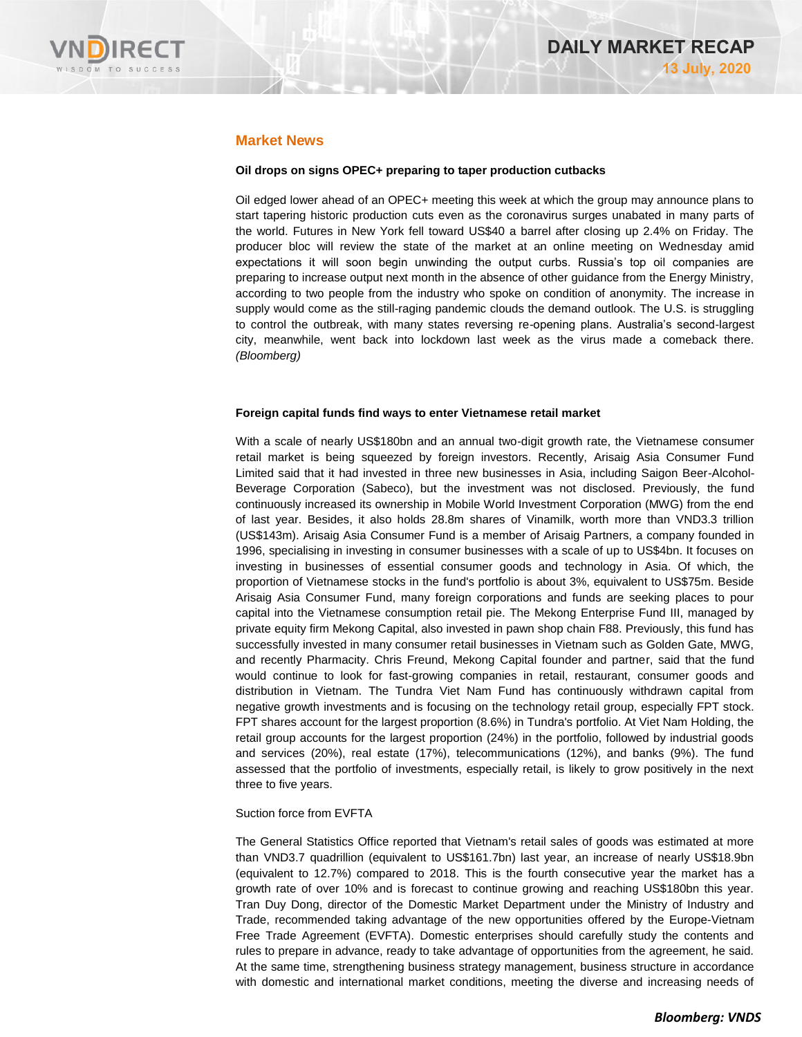## Market News

**Oil drops on signs OPEC+ preparing to taper production cutbacks**

Oil edged lower ahead of an OPEC+ meeting this week at which the group may announce plans to start tapering historic production cuts even as the coronavirus surges unabated in many parts of the world. Futures in New York fell toward US$40 a barrel after closing up 2.4% on Friday. The producer bloc will review the state of the market at an online meeting on Wednesday amid expectations it will soon begin unwinding the output curbs. Russia's top oil companies are preparing to increase output next month in the absence of other guidance from the Energy Ministry, according to two people from the industry who spoke on condition of anonymity. The increase in supply would come as the still-raging pandemic clouds the demand outlook. The U.S. is struggling to control the outbreak, with many states reversing re-opening plans. Australia's second-largest city, meanwhile, went back into lockdown last week as the virus made a comeback there. *(Bloomberg)*

**Foreign capital funds find ways to enter Vietnamese retail market**

With a scale of nearly US$180bn and an annual two-digit growth rate, the Vietnamese consumer retail market is being squeezed by foreign investors. Recently, Arisaig Asia Consumer Fund Limited said that it had invested in three new businesses in Asia, including Saigon Beer-Alcohol-Beverage Corporation (Sabeco), but the investment was not disclosed. Previously, the fund continuously increased its ownership in Mobile World Investment Corporation (MWG) from the end of last year. Besides, it also holds 28.8m shares of Vinamilk, worth more than VND3.3 trillion (US$143m). Arisaig Asia Consumer Fund is a member of Arisaig Partners, a company founded in 1996, specialising in investing in consumer businesses with a scale of up to US$4bn. It focuses on investing in businesses of essential consumer goods and technology in Asia. Of which, the proportion of Vietnamese stocks in the fund's portfolio is about 3%, equivalent to US$75m. Beside Arisaig Asia Consumer Fund, many foreign corporations and funds are seeking places to pour capital into the Vietnamese consumption retail pie. The Mekong Enterprise Fund III, managed by private equity firm Mekong Capital, also invested in pawn shop chain F88. Previously, this fund has successfully invested in many consumer retail businesses in Vietnam such as Golden Gate, MWG, and recently Pharmacity. Chris Freund, Mekong Capital founder and partner, said that the fund would continue to look for fast-growing companies in retail, restaurant, consumer goods and distribution in Vietnam. The Tundra Viet Nam Fund has continuously withdrawn capital from negative growth investments and is focusing on the technology retail group, especially FPT stock. FPT shares account for the largest proportion (8.6%) in Tundra's portfolio. At Viet Nam Holding, the retail group accounts for the largest proportion (24%) in the portfolio, followed by industrial goods and services (20%), real estate (17%), telecommunications (12%), and banks (9%). The fund assessed that the portfolio of investments, especially retail, is likely to grow positively in the next three to five years.

Suction force from EVFTA

The General Statistics Office reported that Vietnam's retail sales of goods was estimated at more than VND3.7 quadrillion (equivalent to US$161.7bn) last year, an increase of nearly US$18.9bn (equivalent to 12.7%) compared to 2018. This is the fourth consecutive year the market has a growth rate of over 10% and is forecast to continue growing and reaching US$180bn this year. Tran Duy Dong, director of the Domestic Market Department under the Ministry of Industry and Trade, recommended taking advantage of the new opportunities offered by the Europe-Vietnam Free Trade Agreement (EVFTA). Domestic enterprises should carefully study the contents and rules to prepare in advance, ready to take advantage of opportunities from the agreement, he said. At the same time, strengthening business strategy management, business structure in accordance with domestic and international market conditions, meeting the diverse and increasing needs of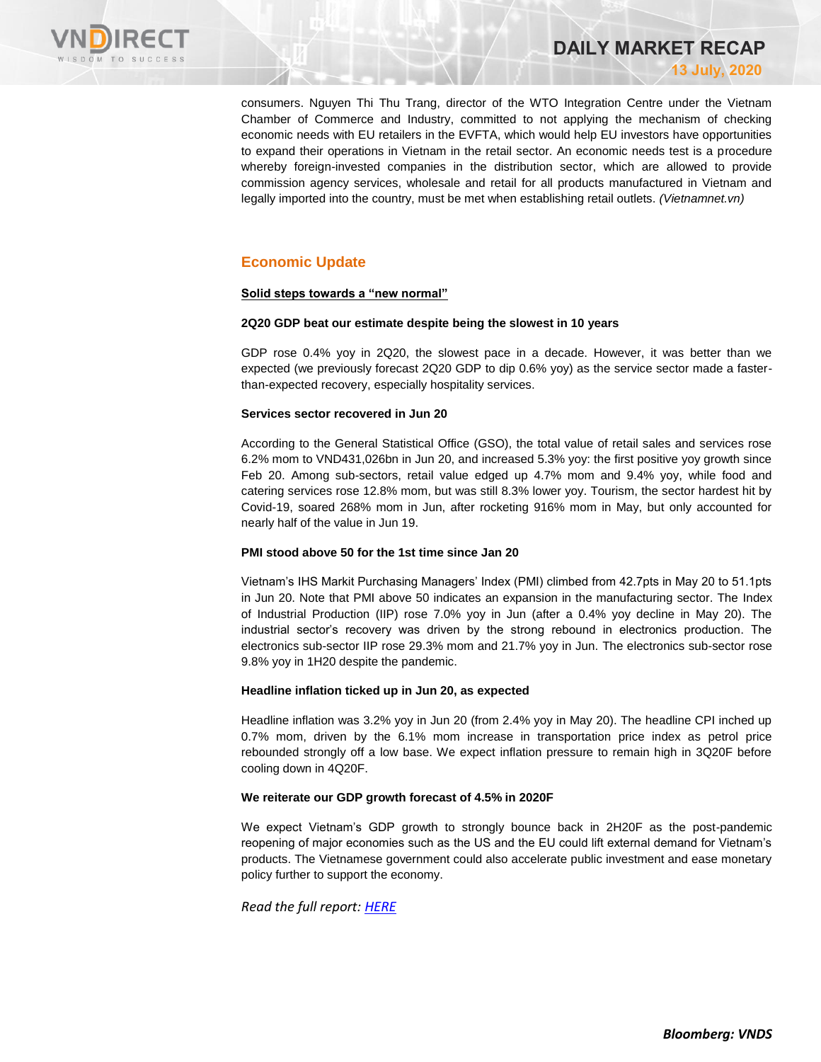consumers. Nguyen Thi Thu Trang, director of the WTO Integration Centre under the Vietnam Chamber of Commerce and Industry, committed to not applying the mechanism of checking economic needs with EU retailers in the EVFTA, which would help EU investors have opportunities to expand their operations in Vietnam in the retail sector. An economic needs test is a procedure whereby foreign-invested companies in the distribution sector, which are allowed to provide commission agency services, wholesale and retail for all products manufactured in Vietnam and legally imported into the country, must be met when establishing retail outlets. *(Vietnamnet.vn)*

## Economic Update

**Solid steps towards a "new normal"**

**2Q20 GDP beat our estimate despite being the slowest in 10 years**

GDP rose 0.4% yoy in 2Q20, the slowest pace in a decade. However, it was better than we expected (we previously forecast 2Q20 GDP to dip 0.6% yoy) as the service sector made a faster-than-expected recovery, especially hospitality services.

**Services sector recovered in Jun 20**

According to the General Statistical Office (GSO), the total value of retail sales and services rose 6.2% mom to VND431,026bn in Jun 20, and increased 5.3% yoy: the first positive yoy growth since Feb 20. Among sub-sectors, retail value edged up 4.7% mom and 9.4% yoy, while food and catering services rose 12.8% mom, but was still 8.3% lower yoy. Tourism, the sector hardest hit by Covid-19, soared 268% mom in Jun, after rocketing 916% mom in May, but only accounted for nearly half of the value in Jun 19.

**PMI stood above 50 for the 1st time since Jan 20**

Vietnam's IHS Markit Purchasing Managers' Index (PMI) climbed from 42.7pts in May 20 to 51.1pts in Jun 20. Note that PMI above 50 indicates an expansion in the manufacturing sector. The Index of Industrial Production (IIP) rose 7.0% yoy in Jun (after a 0.4% yoy decline in May 20). The industrial sector's recovery was driven by the strong rebound in electronics production. The electronics sub-sector IIP rose 29.3% mom and 21.7% yoy in Jun. The electronics sub-sector rose 9.8% yoy in 1H20 despite the pandemic.

**Headline inflation ticked up in Jun 20, as expected**

Headline inflation was 3.2% yoy in Jun 20 (from 2.4% yoy in May 20). The headline CPI inched up 0.7% mom, driven by the 6.1% mom increase in transportation price index as petrol price rebounded strongly off a low base. We expect inflation pressure to remain high in 3Q20F before cooling down in 4Q20F.

**We reiterate our GDP growth forecast of 4.5% in 2020F**

We expect Vietnam's GDP growth to strongly bounce back in 2H20F as the post-pandemic reopening of major economies such as the US and the EU could lift external demand for Vietnam's products. The Vietnamese government could also accelerate public investment and ease monetary policy further to support the economy.

*Read the full report:* [HERE]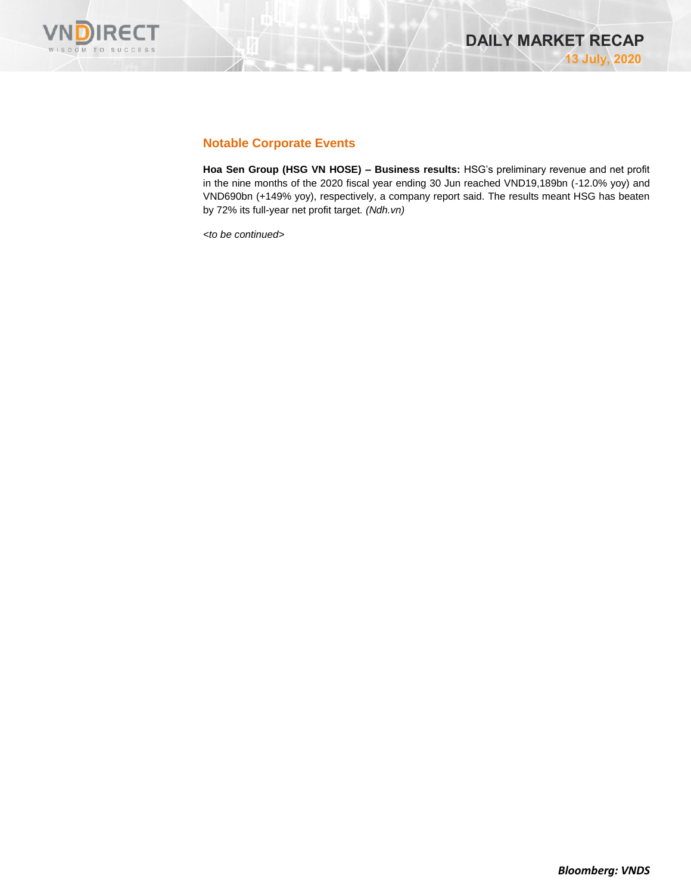## Notable Corporate Events

**Hoa Sen Group (HSG VN HOSE) – Business results:** HSG's preliminary revenue and net profit in the nine months of the 2020 fiscal year ending 30 Jun reached VND19,189bn (-12.0% yoy) and VND690bn (+149% yoy), respectively, a company report said. The results meant HSG has beaten by 72% its full-year net profit target. *(Ndh.vn)*

*<to be continued>*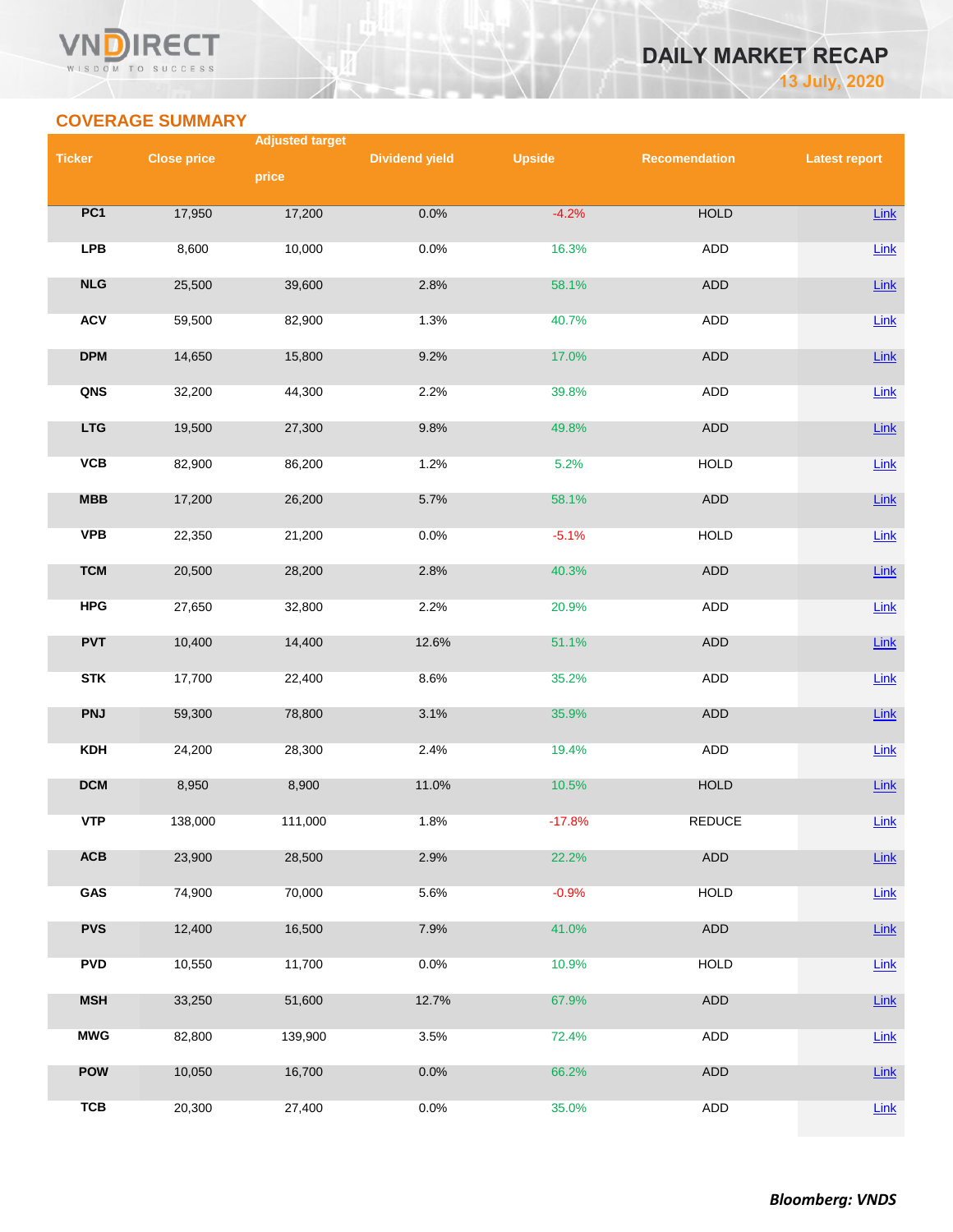# DAILY MARKET RECAP

13 July, 2020

## COVERAGE SUMMARY

| Ticker | Close price | Adjusted target price | Dividend yield | Upside | Recomendation | Latest report |
|---|---|---|---|---|---|---|
| PC1 | 17,950 | 17,200 | 0.0% | -4.2% | HOLD | Link |
| LPB | 8,600 | 10,000 | 0.0% | 16.3% | ADD | Link |
| NLG | 25,500 | 39,600 | 2.8% | 58.1% | ADD | Link |
| ACV | 59,500 | 82,900 | 1.3% | 40.7% | ADD | Link |
| DPM | 14,650 | 15,800 | 9.2% | 17.0% | ADD | Link |
| QNS | 32,200 | 44,300 | 2.2% | 39.8% | ADD | Link |
| LTG | 19,500 | 27,300 | 9.8% | 49.8% | ADD | Link |
| VCB | 82,900 | 86,200 | 1.2% | 5.2% | HOLD | Link |
| MBB | 17,200 | 26,200 | 5.7% | 58.1% | ADD | Link |
| VPB | 22,350 | 21,200 | 0.0% | -5.1% | HOLD | Link |
| TCM | 20,500 | 28,200 | 2.8% | 40.3% | ADD | Link |
| HPG | 27,650 | 32,800 | 2.2% | 20.9% | ADD | Link |
| PVT | 10,400 | 14,400 | 12.6% | 51.1% | ADD | Link |
| STK | 17,700 | 22,400 | 8.6% | 35.2% | ADD | Link |
| PNJ | 59,300 | 78,800 | 3.1% | 35.9% | ADD | Link |
| KDH | 24,200 | 28,300 | 2.4% | 19.4% | ADD | Link |
| DCM | 8,950 | 8,900 | 11.0% | 10.5% | HOLD | Link |
| VTP | 138,000 | 111,000 | 1.8% | -17.8% | REDUCE | Link |
| ACB | 23,900 | 28,500 | 2.9% | 22.2% | ADD | Link |
| GAS | 74,900 | 70,000 | 5.6% | -0.9% | HOLD | Link |
| PVS | 12,400 | 16,500 | 7.9% | 41.0% | ADD | Link |
| PVD | 10,550 | 11,700 | 0.0% | 10.9% | HOLD | Link |
| MSH | 33,250 | 51,600 | 12.7% | 67.9% | ADD | Link |
| MWG | 82,800 | 139,900 | 3.5% | 72.4% | ADD | Link |
| POW | 10,050 | 16,700 | 0.0% | 66.2% | ADD | Link |
| TCB | 20,300 | 27,400 | 0.0% | 35.0% | ADD | Link |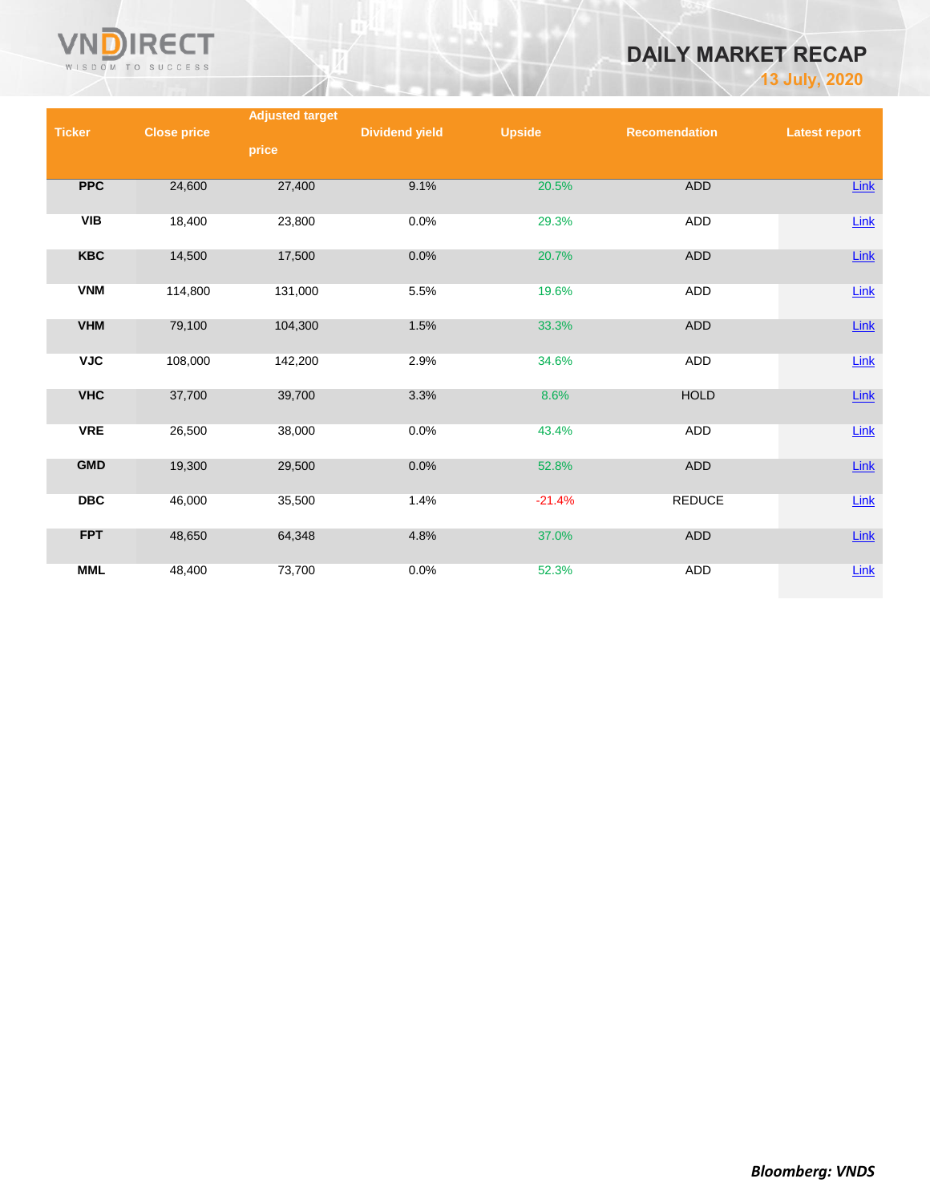# DAILY MARKET RECAP

**13 July, 2020**

| Ticker | Close price | Adjusted target price | Dividend yield | Upside | Recomendation | Latest report |
|---|---|---|---|---|---|---|
| PPC | 24,600 | 27,400 | 9.1% | 20.5% | ADD | Link |
| VIB | 18,400 | 23,800 | 0.0% | 29.3% | ADD | Link |
| KBC | 14,500 | 17,500 | 0.0% | 20.7% | ADD | Link |
| VNM | 114,800 | 131,000 | 5.5% | 19.6% | ADD | Link |
| VHM | 79,100 | 104,300 | 1.5% | 33.3% | ADD | Link |
| VJC | 108,000 | 142,200 | 2.9% | 34.6% | ADD | Link |
| VHC | 37,700 | 39,700 | 3.3% | 8.6% | HOLD | Link |
| VRE | 26,500 | 38,000 | 0.0% | 43.4% | ADD | Link |
| GMD | 19,300 | 29,500 | 0.0% | 52.8% | ADD | Link |
| DBC | 46,000 | 35,500 | 1.4% | -21.4% | REDUCE | Link |
| FPT | 48,650 | 64,348 | 4.8% | 37.0% | ADD | Link |
| MML | 48,400 | 73,700 | 0.0% | 52.3% | ADD | Link |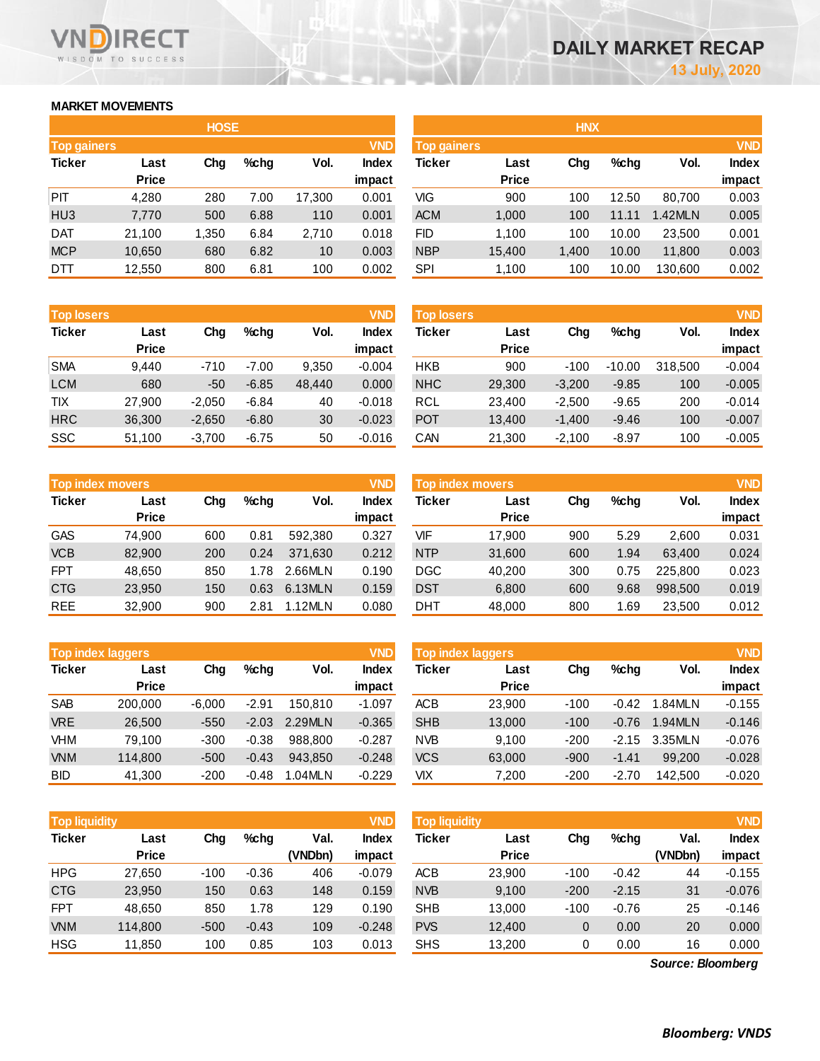# DAILY MARKET RECAP

13 July, 2020

## MARKET MOVEMENTS

### HOSE

| Top gainers | | | | | VND |
|---|---|---|---|---|---|
| Ticker | Last Price | Chg | %chg | Vol. | Index impact |
| PIT | 4,280 | 280 | 7.00 | 17,300 | 0.001 |
| HU3 | 7,770 | 500 | 6.88 | 110 | 0.001 |
| DAT | 21,100 | 1,350 | 6.84 | 2,710 | 0.018 |
| MCP | 10,650 | 680 | 6.82 | 10 | 0.003 |
| DTT | 12,550 | 800 | 6.81 | 100 | 0.002 |

| Top losers | | | | | VND |
|---|---|---|---|---|---|
| Ticker | Last Price | Chg | %chg | Vol. | Index impact |
| SMA | 9,440 | -710 | -7.00 | 9,350 | -0.004 |
| LCM | 680 | -50 | -6.85 | 48,440 | 0.000 |
| TIX | 27,900 | -2,050 | -6.84 | 40 | -0.018 |
| HRC | 36,300 | -2,650 | -6.80 | 30 | -0.023 |
| SSC | 51,100 | -3,700 | -6.75 | 50 | -0.016 |

| Top index movers | | | | | VND |
|---|---|---|---|---|---|
| Ticker | Last Price | Chg | %chg | Vol. | Index impact |
| GAS | 74,900 | 600 | 0.81 | 592,380 | 0.327 |
| VCB | 82,900 | 200 | 0.24 | 371,630 | 0.212 |
| FPT | 48,650 | 850 | 1.78 | 2.66MLN | 0.190 |
| CTG | 23,950 | 150 | 0.63 | 6.13MLN | 0.159 |
| REE | 32,900 | 900 | 2.81 | 1.12MLN | 0.080 |

| Top index laggers | | | | | VND |
|---|---|---|---|---|---|
| Ticker | Last Price | Chg | %chg | Vol. | Index impact |
| SAB | 200,000 | -6,000 | -2.91 | 150,810 | -1.097 |
| VRE | 26,500 | -550 | -2.03 | 2.29MLN | -0.365 |
| VHM | 79,100 | -300 | -0.38 | 988,800 | -0.287 |
| VNM | 114,800 | -500 | -0.43 | 943,850 | -0.248 |
| BID | 41,300 | -200 | -0.48 | 1.04MLN | -0.229 |

| Top liquidity | | | | | VND |
|---|---|---|---|---|---|
| Ticker | Last Price | Chg | %chg | Val. (VNDbn) | Index impact |
| HPG | 27,650 | -100 | -0.36 | 406 | -0.079 |
| CTG | 23,950 | 150 | 0.63 | 148 | 0.159 |
| FPT | 48,650 | 850 | 1.78 | 129 | 0.190 |
| VNM | 114,800 | -500 | -0.43 | 109 | -0.248 |
| HSG | 11,850 | 100 | 0.85 | 103 | 0.013 |

### HNX

| Top gainers | | | | | VND |
|---|---|---|---|---|---|
| Ticker | Last Price | Chg | %chg | Vol. | Index impact |
| VIG | 900 | 100 | 12.50 | 80,700 | 0.003 |
| ACM | 1,000 | 100 | 11.11 | 1.42MLN | 0.005 |
| FID | 1,100 | 100 | 10.00 | 23,500 | 0.001 |
| NBP | 15,400 | 1,400 | 10.00 | 11,800 | 0.003 |
| SPI | 1,100 | 100 | 10.00 | 130,600 | 0.002 |

| Top losers | | | | | VND |
|---|---|---|---|---|---|
| Ticker | Last Price | Chg | %chg | Vol. | Index impact |
| HKB | 900 | -100 | -10.00 | 318,500 | -0.004 |
| NHC | 29,300 | -3,200 | -9.85 | 100 | -0.005 |
| RCL | 23,400 | -2,500 | -9.65 | 200 | -0.014 |
| POT | 13,400 | -1,400 | -9.46 | 100 | -0.007 |
| CAN | 21,300 | -2,100 | -8.97 | 100 | -0.005 |

| Top index movers | | | | | VND |
|---|---|---|---|---|---|
| Ticker | Last Price | Chg | %chg | Vol. | Index impact |
| VIF | 17,900 | 900 | 5.29 | 2,600 | 0.031 |
| NTP | 31,600 | 600 | 1.94 | 63,400 | 0.024 |
| DGC | 40,200 | 300 | 0.75 | 225,800 | 0.023 |
| DST | 6,800 | 600 | 9.68 | 998,500 | 0.019 |
| DHT | 48,000 | 800 | 1.69 | 23,500 | 0.012 |

| Top index laggers | | | | | VND |
|---|---|---|---|---|---|
| Ticker | Last Price | Chg | %chg | Vol. | Index impact |
| ACB | 23,900 | -100 | -0.42 | 1.84MLN | -0.155 |
| SHB | 13,000 | -100 | -0.76 | 1.94MLN | -0.146 |
| NVB | 9,100 | -200 | -2.15 | 3.35MLN | -0.076 |
| VCS | 63,000 | -900 | -1.41 | 99,200 | -0.028 |
| VIX | 7,200 | -200 | -2.70 | 142,500 | -0.020 |

| Top liquidity | | | | | VND |
|---|---|---|---|---|---|
| Ticker | Last Price | Chg | %chg | Val. (VNDbn) | Index impact |
| ACB | 23,900 | -100 | -0.42 | 44 | -0.155 |
| NVB | 9,100 | -200 | -2.15 | 31 | -0.076 |
| SHB | 13,000 | -100 | -0.76 | 25 | -0.146 |
| PVS | 12,400 | 0 | 0.00 | 20 | 0.000 |
| SHS | 13,200 | 0 | 0.00 | 16 | 0.000 |

*Source: Bloomberg*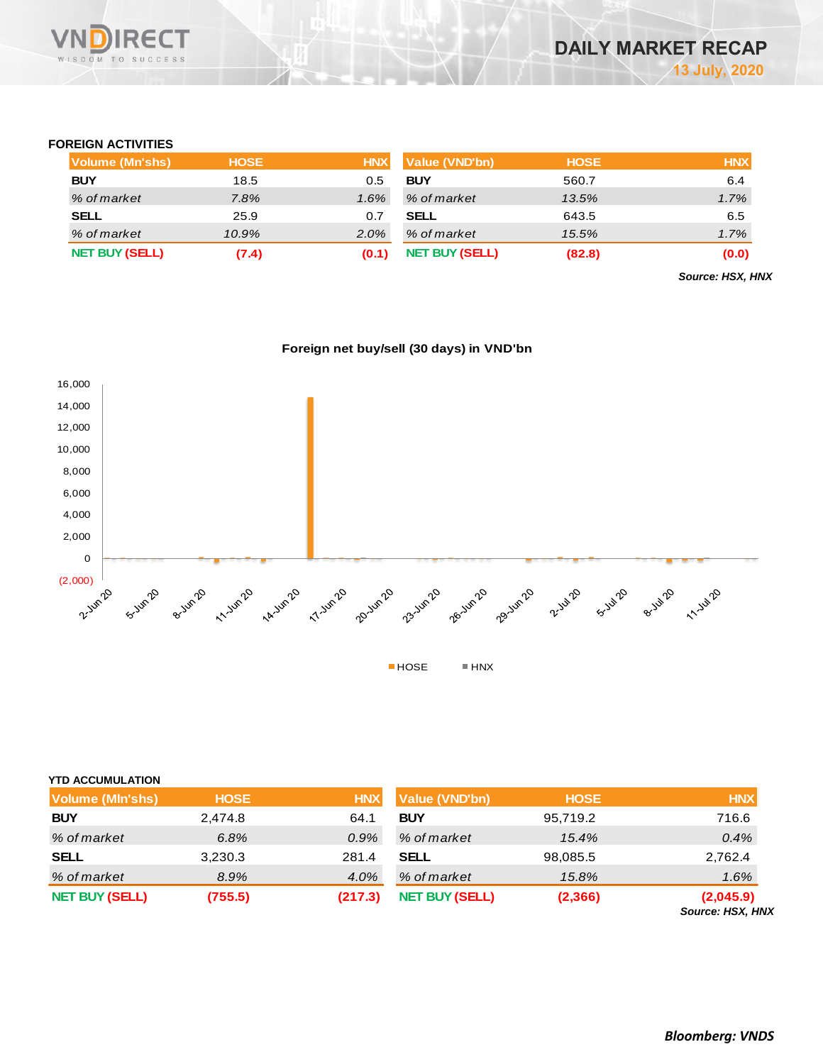# DAILY MARKET RECAP

**13 July, 2020**

### FOREIGN ACTIVITIES

| Volume (Mn'shs) | HOSE | HNX |
|---|---|---|
| **BUY** | 18.5 | 0.5 |
| *% of market* | *7.8%* | *1.6%* |
| **SELL** | 25.9 | 0.7 |
| *% of market* | *10.9%* | *2.0%* |
| **NET BUY (SELL)** | **(7.4)** | **(0.1)** |

| Value (VND'bn) | HOSE | HNX |
|---|---|---|
| **BUY** | 560.7 | 6.4 |
| *% of market* | *13.5%* | *1.7%* |
| **SELL** | 643.5 | 6.5 |
| *% of market* | *15.5%* | *1.7%* |
| **NET BUY (SELL)** | **(82.8)** | **(0.0)** |

***Source: HSX, HNX***

**Foreign net buy/sell (30 days) in VND'bn**

### YTD ACCUMULATION

| Volume (Mln'shs) | HOSE | HNX |
|---|---|---|
| **BUY** | 2,474.8 | 64.1 |
| *% of market* | *6.8%* | *0.9%* |
| **SELL** | 3,230.3 | 281.4 |
| *% of market* | *8.9%* | *4.0%* |
| **NET BUY (SELL)** | **(755.5)** | **(217.3)** |

| Value (VND'bn) | HOSE | HNX |
|---|---|---|
| **BUY** | 95,719.2 | 716.6 |
| *% of market* | *15.4%* | *0.4%* |
| **SELL** | 98,085.5 | 2,762.4 |
| *% of market* | *15.8%* | *1.6%* |
| **NET BUY (SELL)** | **(2,366)** | **(2,045.9)** |

***Source: HSX, HNX***

***Bloomberg: VNDS***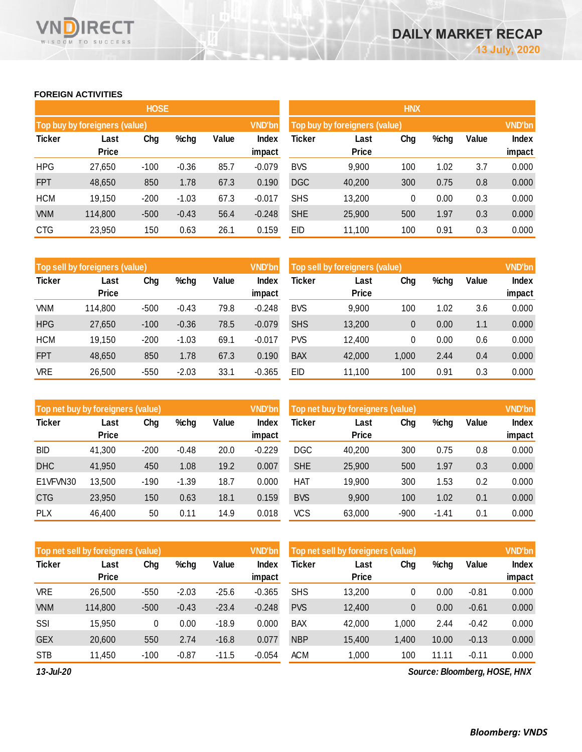## FOREIGN ACTIVITIES

### HOSE

| Top buy by foreigners (value) | | | | | VND'bn |
|---|---|---|---|---|---|
| Ticker | Last Price | Chg | %chg | Value | Index impact |
| HPG | 27,650 | -100 | -0.36 | 85.7 | -0.079 |
| FPT | 48,650 | 850 | 1.78 | 67.3 | 0.190 |
| HCM | 19,150 | -200 | -1.03 | 67.3 | -0.017 |
| VNM | 114,800 | -500 | -0.43 | 56.4 | -0.248 |
| CTG | 23,950 | 150 | 0.63 | 26.1 | 0.159 |

| Top sell by foreigners (value) | | | | | VND'bn |
|---|---|---|---|---|---|
| Ticker | Last Price | Chg | %chg | Value | Index impact |
| VNM | 114,800 | -500 | -0.43 | 79.8 | -0.248 |
| HPG | 27,650 | -100 | -0.36 | 78.5 | -0.079 |
| HCM | 19,150 | -200 | -1.03 | 69.1 | -0.017 |
| FPT | 48,650 | 850 | 1.78 | 67.3 | 0.190 |
| VRE | 26,500 | -550 | -2.03 | 33.1 | -0.365 |

| Top net buy by foreigners (value) | | | | | VND'bn |
|---|---|---|---|---|---|
| Ticker | Last Price | Chg | %chg | Value | Index impact |
| BID | 41,300 | -200 | -0.48 | 20.0 | -0.229 |
| DHC | 41,950 | 450 | 1.08 | 19.2 | 0.007 |
| E1VFVN30 | 13,500 | -190 | -1.39 | 18.7 | 0.000 |
| CTG | 23,950 | 150 | 0.63 | 18.1 | 0.159 |
| PLX | 46,400 | 50 | 0.11 | 14.9 | 0.018 |

| Top net sell by foreigners (value) | | | | | VND'bn |
|---|---|---|---|---|---|
| Ticker | Last Price | Chg | %chg | Value | Index impact |
| VRE | 26,500 | -550 | -2.03 | -25.6 | -0.365 |
| VNM | 114,800 | -500 | -0.43 | -23.4 | -0.248 |
| SSI | 15,950 | 0 | 0.00 | -18.9 | 0.000 |
| GEX | 20,600 | 550 | 2.74 | -16.8 | 0.077 |
| STB | 11,450 | -100 | -0.87 | -11.5 | -0.054 |

### HNX

| Top buy by foreigners (value) | | | | | VND'bn |
|---|---|---|---|---|---|
| Ticker | Last Price | Chg | %chg | Value | Index impact |
| BVS | 9,900 | 100 | 1.02 | 3.7 | 0.000 |
| DGC | 40,200 | 300 | 0.75 | 0.8 | 0.000 |
| SHS | 13,200 | 0 | 0.00 | 0.3 | 0.000 |
| SHE | 25,900 | 500 | 1.97 | 0.3 | 0.000 |
| EID | 11,100 | 100 | 0.91 | 0.3 | 0.000 |

| Top sell by foreigners (value) | | | | | VND'bn |
|---|---|---|---|---|---|
| Ticker | Last Price | Chg | %chg | Value | Index impact |
| BVS | 9,900 | 100 | 1.02 | 3.6 | 0.000 |
| SHS | 13,200 | 0 | 0.00 | 1.1 | 0.000 |
| PVS | 12,400 | 0 | 0.00 | 0.6 | 0.000 |
| BAX | 42,000 | 1,000 | 2.44 | 0.4 | 0.000 |
| EID | 11,100 | 100 | 0.91 | 0.3 | 0.000 |

| Top net buy by foreigners (value) | | | | | VND'bn |
|---|---|---|---|---|---|
| Ticker | Last Price | Chg | %chg | Value | Index impact |
| DGC | 40,200 | 300 | 0.75 | 0.8 | 0.000 |
| SHE | 25,900 | 500 | 1.97 | 0.3 | 0.000 |
| HAT | 19,900 | 300 | 1.53 | 0.2 | 0.000 |
| BVS | 9,900 | 100 | 1.02 | 0.1 | 0.000 |
| VCS | 63,000 | -900 | -1.41 | 0.1 | 0.000 |

| Top net sell by foreigners (value) | | | | | VND'bn |
|---|---|---|---|---|---|
| Ticker | Last Price | Chg | %chg | Value | Index impact |
| SHS | 13,200 | 0 | 0.00 | -0.81 | 0.000 |
| PVS | 12,400 | 0 | 0.00 | -0.61 | 0.000 |
| BAX | 42,000 | 1,000 | 2.44 | -0.42 | 0.000 |
| NBP | 15,400 | 1,400 | 10.00 | -0.13 | 0.000 |
| ACM | 1,000 | 100 | 11.11 | -0.11 | 0.000 |

*13-Jul-20*

*Source: Bloomberg, HOSE, HNX*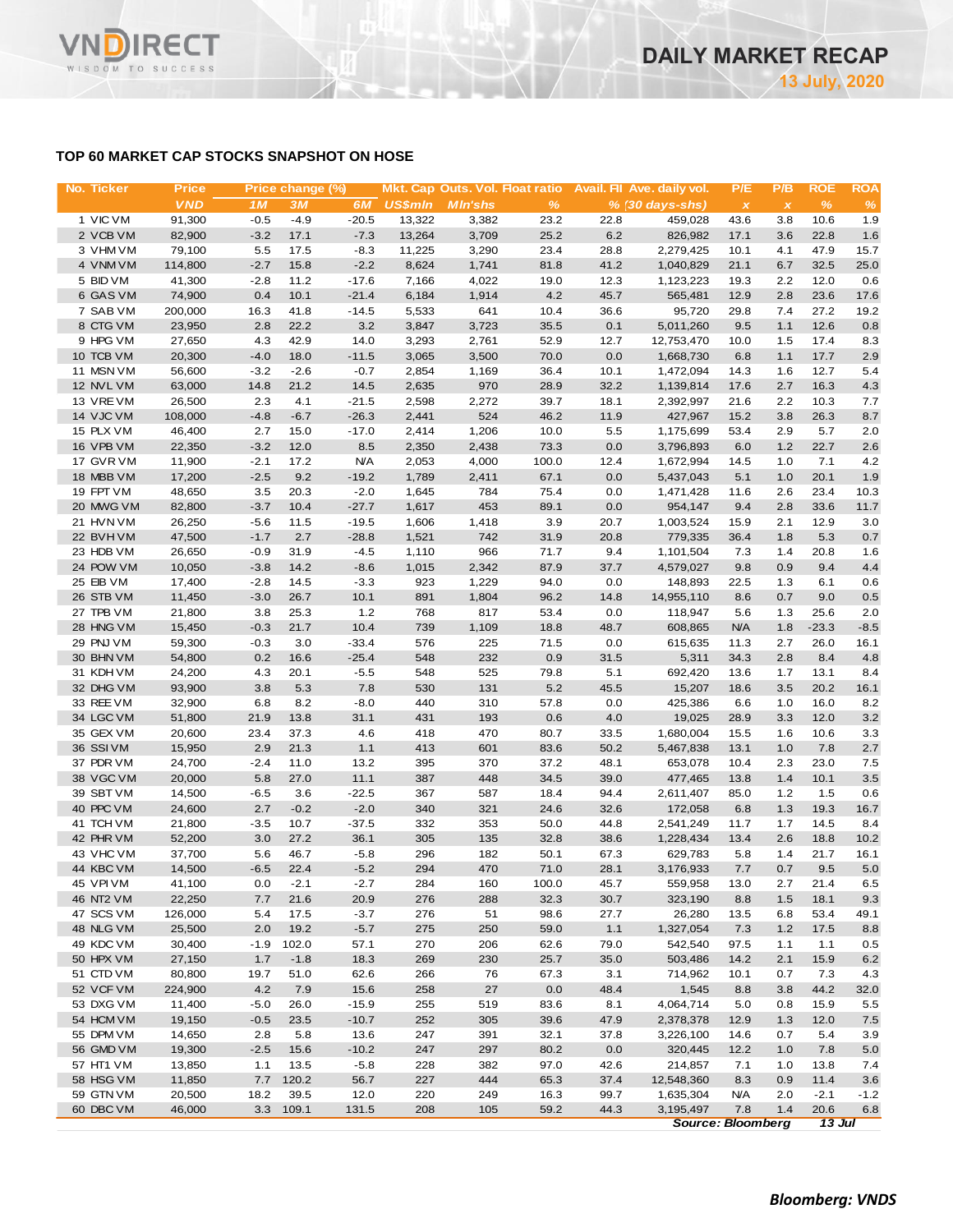## TOP 60 MARKET CAP STOCKS SNAPSHOT ON HOSE

| No. | Ticker | Price | Price change (%) | | | Mkt. Cap | Outs. Vol. | Float ratio | Avail. FII | Ave. daily vol. | P/E | P/B | ROE | ROA |
|---|---|---|---|---|---|---|---|---|---|---|---|---|---|---|
| | | VND | 1M | 3M | 6M | US$mln | Mln'shs | % | % | (30 days-shs) | x | x | % | % |
| 1 | VIC VM | 91,300 | -0.5 | -4.9 | -20.5 | 13,322 | 3,382 | 23.2 | 22.8 | 459,028 | 43.6 | 3.8 | 10.6 | 1.9 |
| 2 | VCB VM | 82,900 | -3.2 | 17.1 | -7.3 | 13,264 | 3,709 | 25.2 | 6.2 | 826,982 | 17.1 | 3.6 | 22.8 | 1.6 |
| 3 | VHM VM | 79,100 | 5.5 | 17.5 | -8.3 | 11,225 | 3,290 | 23.4 | 28.8 | 2,279,425 | 10.1 | 4.1 | 47.9 | 15.7 |
| 4 | VNM VM | 114,800 | -2.7 | 15.8 | -2.2 | 8,624 | 1,741 | 81.8 | 41.2 | 1,040,829 | 21.1 | 6.7 | 32.5 | 25.0 |
| 5 | BID VM | 41,300 | -2.8 | 11.2 | -17.6 | 7,166 | 4,022 | 19.0 | 12.3 | 1,123,223 | 19.3 | 2.2 | 12.0 | 0.6 |
| 6 | GAS VM | 74,900 | 0.4 | 10.1 | -21.4 | 6,184 | 1,914 | 4.2 | 45.7 | 565,481 | 12.9 | 2.8 | 23.6 | 17.6 |
| 7 | SAB VM | 200,000 | 16.3 | 41.8 | -14.5 | 5,533 | 641 | 10.4 | 36.6 | 95,720 | 29.8 | 7.4 | 27.2 | 19.2 |
| 8 | CTG VM | 23,950 | 2.8 | 22.2 | 3.2 | 3,847 | 3,723 | 35.5 | 0.1 | 5,011,260 | 9.5 | 1.1 | 12.6 | 0.8 |
| 9 | HPG VM | 27,650 | 4.3 | 42.9 | 14.0 | 3,293 | 2,761 | 52.9 | 12.7 | 12,753,470 | 10.0 | 1.5 | 17.4 | 8.3 |
| 10 | TCB VM | 20,300 | -4.0 | 18.0 | -11.5 | 3,065 | 3,500 | 70.0 | 0.0 | 1,668,730 | 6.8 | 1.1 | 17.7 | 2.9 |
| 11 | MSN VM | 56,600 | -3.2 | -2.6 | -0.7 | 2,854 | 1,169 | 36.4 | 10.1 | 1,472,094 | 14.3 | 1.6 | 12.7 | 5.4 |
| 12 | NVL VM | 63,000 | 14.8 | 21.2 | 14.5 | 2,635 | 970 | 28.9 | 32.2 | 1,139,814 | 17.6 | 2.7 | 16.3 | 4.3 |
| 13 | VRE VM | 26,500 | 2.3 | 4.1 | -21.5 | 2,598 | 2,272 | 39.7 | 18.1 | 2,392,997 | 21.6 | 2.2 | 10.3 | 7.7 |
| 14 | VJC VM | 108,000 | -4.8 | -6.7 | -26.3 | 2,441 | 524 | 46.2 | 11.9 | 427,967 | 15.2 | 3.8 | 26.3 | 8.7 |
| 15 | PLX VM | 46,400 | 2.7 | 15.0 | -17.0 | 2,414 | 1,206 | 10.0 | 5.5 | 1,175,699 | 53.4 | 2.9 | 5.7 | 2.0 |
| 16 | VPB VM | 22,350 | -3.2 | 12.0 | 8.5 | 2,350 | 2,438 | 73.3 | 0.0 | 3,796,893 | 6.0 | 1.2 | 22.7 | 2.6 |
| 17 | GVR VM | 11,900 | -2.1 | 17.2 | N/A | 2,053 | 4,000 | 100.0 | 12.4 | 1,672,994 | 14.5 | 1.0 | 7.1 | 4.2 |
| 18 | MBB VM | 17,200 | -2.5 | 9.2 | -19.2 | 1,789 | 2,411 | 67.1 | 0.0 | 5,437,043 | 5.1 | 1.0 | 20.1 | 1.9 |
| 19 | FPT VM | 48,650 | 3.5 | 20.3 | -2.0 | 1,645 | 784 | 75.4 | 0.0 | 1,471,428 | 11.6 | 2.6 | 23.4 | 10.3 |
| 20 | MWG VM | 82,800 | -3.7 | 10.4 | -27.7 | 1,617 | 453 | 89.1 | 0.0 | 954,147 | 9.4 | 2.8 | 33.6 | 11.7 |
| 21 | HVN VM | 26,250 | -5.6 | 11.5 | -19.5 | 1,606 | 1,418 | 3.9 | 20.7 | 1,003,524 | 15.9 | 2.1 | 12.9 | 3.0 |
| 22 | BVH VM | 47,500 | -1.7 | 2.7 | -28.8 | 1,521 | 742 | 31.9 | 20.8 | 779,335 | 36.4 | 1.8 | 5.3 | 0.7 |
| 23 | HDB VM | 26,650 | -0.9 | 31.9 | -4.5 | 1,110 | 966 | 71.7 | 9.4 | 1,101,504 | 7.3 | 1.4 | 20.8 | 1.6 |
| 24 | POW VM | 10,050 | -3.8 | 14.2 | -8.6 | 1,015 | 2,342 | 87.9 | 37.7 | 4,579,027 | 9.8 | 0.9 | 9.4 | 4.4 |
| 25 | EIB VM | 17,400 | -2.8 | 14.5 | -3.3 | 923 | 1,229 | 94.0 | 0.0 | 148,893 | 22.5 | 1.3 | 6.1 | 0.6 |
| 26 | STB VM | 11,450 | -3.0 | 26.7 | 10.1 | 891 | 1,804 | 96.2 | 14.8 | 14,955,110 | 8.6 | 0.7 | 9.0 | 0.5 |
| 27 | TPB VM | 21,800 | 3.8 | 25.3 | 1.2 | 768 | 817 | 53.4 | 0.0 | 118,947 | 5.6 | 1.3 | 25.6 | 2.0 |
| 28 | HNG VM | 15,450 | -0.3 | 21.7 | 10.4 | 739 | 1,109 | 18.8 | 48.7 | 608,865 | N/A | 1.8 | -23.3 | -8.5 |
| 29 | PNJ VM | 59,300 | -0.3 | 3.0 | -33.4 | 576 | 225 | 71.5 | 0.0 | 615,635 | 11.3 | 2.7 | 26.0 | 16.1 |
| 30 | BHN VM | 54,800 | 0.2 | 16.6 | -25.4 | 548 | 232 | 0.9 | 31.5 | 5,311 | 34.3 | 2.8 | 8.4 | 4.8 |
| 31 | KDH VM | 24,200 | 4.3 | 20.1 | -5.5 | 548 | 525 | 79.8 | 5.1 | 692,420 | 13.6 | 1.7 | 13.1 | 8.4 |
| 32 | DHG VM | 93,900 | 3.8 | 5.3 | 7.8 | 530 | 131 | 5.2 | 45.5 | 15,207 | 18.6 | 3.5 | 20.2 | 16.1 |
| 33 | REE VM | 32,900 | 6.8 | 8.2 | -8.0 | 440 | 310 | 57.8 | 0.0 | 425,386 | 6.6 | 1.0 | 16.0 | 8.2 |
| 34 | LGC VM | 51,800 | 21.9 | 13.8 | 31.1 | 431 | 193 | 0.6 | 4.0 | 19,025 | 28.9 | 3.3 | 12.0 | 3.2 |
| 35 | GEX VM | 20,600 | 23.4 | 37.3 | 4.6 | 418 | 470 | 80.7 | 33.5 | 1,680,004 | 15.5 | 1.6 | 10.6 | 3.3 |
| 36 | SSI VM | 15,950 | 2.9 | 21.3 | 1.1 | 413 | 601 | 83.6 | 50.2 | 5,467,838 | 13.1 | 1.0 | 7.8 | 2.7 |
| 37 | PDR VM | 24,700 | -2.4 | 11.0 | 13.2 | 395 | 370 | 37.2 | 48.1 | 653,078 | 10.4 | 2.3 | 23.0 | 7.5 |
| 38 | VGC VM | 20,000 | 5.8 | 27.0 | 11.1 | 387 | 448 | 34.5 | 39.0 | 477,465 | 13.8 | 1.4 | 10.1 | 3.5 |
| 39 | SBT VM | 14,500 | -6.5 | 3.6 | -22.5 | 367 | 587 | 18.4 | 94.4 | 2,611,407 | 85.0 | 1.2 | 1.5 | 0.6 |
| 40 | PPC VM | 24,600 | 2.7 | -0.2 | -2.0 | 340 | 321 | 24.6 | 32.6 | 172,058 | 6.8 | 1.3 | 19.3 | 16.7 |
| 41 | TCH VM | 21,800 | -3.5 | 10.7 | -37.5 | 332 | 353 | 50.0 | 44.8 | 2,541,249 | 11.7 | 1.7 | 14.5 | 8.4 |
| 42 | PHR VM | 52,200 | 3.0 | 27.2 | 36.1 | 305 | 135 | 32.8 | 38.6 | 1,228,434 | 13.4 | 2.6 | 18.8 | 10.2 |
| 43 | VHC VM | 37,700 | 5.6 | 46.7 | -5.8 | 296 | 182 | 50.1 | 67.3 | 629,783 | 5.8 | 1.4 | 21.7 | 16.1 |
| 44 | KBC VM | 14,500 | -6.5 | 22.4 | -5.2 | 294 | 470 | 71.0 | 28.1 | 3,176,933 | 7.7 | 0.7 | 9.5 | 5.0 |
| 45 | VPI VM | 41,100 | 0.0 | -2.1 | -2.7 | 284 | 160 | 100.0 | 45.7 | 559,958 | 13.0 | 2.7 | 21.4 | 6.5 |
| 46 | NT2 VM | 22,250 | 7.7 | 21.6 | 20.9 | 276 | 288 | 32.3 | 30.7 | 323,190 | 8.8 | 1.5 | 18.1 | 9.3 |
| 47 | SCS VM | 126,000 | 5.4 | 17.5 | -3.7 | 276 | 51 | 98.6 | 27.7 | 26,280 | 13.5 | 6.8 | 53.4 | 49.1 |
| 48 | NLG VM | 25,500 | 2.0 | 19.2 | -5.7 | 275 | 250 | 59.0 | 1.1 | 1,327,054 | 7.3 | 1.2 | 17.5 | 8.8 |
| 49 | KDC VM | 30,400 | -1.9 | 102.0 | 57.1 | 270 | 206 | 62.6 | 79.0 | 542,540 | 97.5 | 1.1 | 1.1 | 0.5 |
| 50 | HPX VM | 27,150 | 1.7 | -1.8 | 18.3 | 269 | 230 | 25.7 | 35.0 | 503,486 | 14.2 | 2.1 | 15.9 | 6.2 |
| 51 | CTD VM | 80,800 | 19.7 | 51.0 | 62.6 | 266 | 76 | 67.3 | 3.1 | 714,962 | 10.1 | 0.7 | 7.3 | 4.3 |
| 52 | VCF VM | 224,900 | 4.2 | 7.9 | 15.6 | 258 | 27 | 0.0 | 48.4 | 1,545 | 8.8 | 3.8 | 44.2 | 32.0 |
| 53 | DXG VM | 11,400 | -5.0 | 26.0 | -15.9 | 255 | 519 | 83.6 | 8.1 | 4,064,714 | 5.0 | 0.8 | 15.9 | 5.5 |
| 54 | HCM VM | 19,150 | -0.5 | 23.5 | -10.7 | 252 | 305 | 39.6 | 47.9 | 2,378,378 | 12.9 | 1.3 | 12.0 | 7.5 |
| 55 | DPM VM | 14,650 | 2.8 | 5.8 | 13.6 | 247 | 391 | 32.1 | 37.8 | 3,226,100 | 14.6 | 0.7 | 5.4 | 3.9 |
| 56 | GMD VM | 19,300 | -2.5 | 15.6 | -10.2 | 247 | 297 | 80.2 | 0.0 | 320,445 | 12.2 | 1.0 | 7.8 | 5.0 |
| 57 | HT1 VM | 13,850 | 1.1 | 13.5 | -5.8 | 228 | 382 | 97.0 | 42.6 | 214,857 | 7.1 | 1.0 | 13.8 | 7.4 |
| 58 | HSG VM | 11,850 | 7.7 | 120.2 | 56.7 | 227 | 444 | 65.3 | 37.4 | 12,548,360 | 8.3 | 0.9 | 11.4 | 3.6 |
| 59 | GTN VM | 20,500 | 18.2 | 39.5 | 12.0 | 220 | 249 | 16.3 | 99.7 | 1,635,304 | N/A | 2.0 | -2.1 | -1.2 |
| 60 | DBC VM | 46,000 | 3.3 | 109.1 | 131.5 | 208 | 105 | 59.2 | 44.3 | 3,195,497 | 7.8 | 1.4 | 20.6 | 6.8 |

*Source: Bloomberg* *13 Jul*

**Bloomberg: VNDS**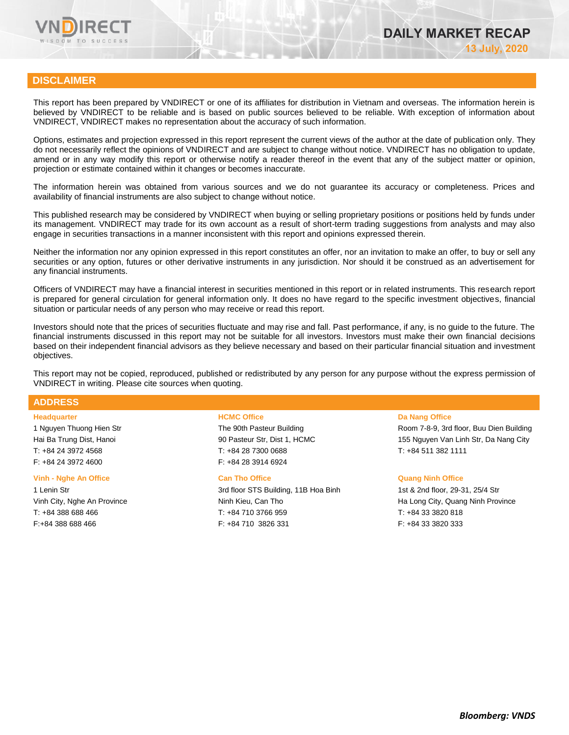## DISCLAIMER

This report has been prepared by VNDIRECT or one of its affiliates for distribution in Vietnam and overseas. The information herein is believed by VNDIRECT to be reliable and is based on public sources believed to be reliable. With exception of information about VNDIRECT, VNDIRECT makes no representation about the accuracy of such information.

Options, estimates and projection expressed in this report represent the current views of the author at the date of publication only. They do not necessarily reflect the opinions of VNDIRECT and are subject to change without notice. VNDIRECT has no obligation to update, amend or in any way modify this report or otherwise notify a reader thereof in the event that any of the subject matter or opinion, projection or estimate contained within it changes or becomes inaccurate.

The information herein was obtained from various sources and we do not guarantee its accuracy or completeness. Prices and availability of financial instruments are also subject to change without notice.

This published research may be considered by VNDIRECT when buying or selling proprietary positions or positions held by funds under its management. VNDIRECT may trade for its own account as a result of short-term trading suggestions from analysts and may also engage in securities transactions in a manner inconsistent with this report and opinions expressed therein.

Neither the information nor any opinion expressed in this report constitutes an offer, nor an invitation to make an offer, to buy or sell any securities or any option, futures or other derivative instruments in any jurisdiction. Nor should it be construed as an advertisement for any financial instruments.

Officers of VNDIRECT may have a financial interest in securities mentioned in this report or in related instruments. This research report is prepared for general circulation for general information only. It does no have regard to the specific investment objectives, financial situation or particular needs of any person who may receive or read this report.

Investors should note that the prices of securities fluctuate and may rise and fall. Past performance, if any, is no guide to the future. The financial instruments discussed in this report may not be suitable for all investors. Investors must make their own financial decisions based on their independent financial advisors as they believe necessary and based on their particular financial situation and investment objectives.

This report may not be copied, reproduced, published or redistributed by any person for any purpose without the express permission of VNDIRECT in writing. Please cite sources when quoting.

## ADDRESS

**Headquarter**
1 Nguyen Thuong Hien Str
Hai Ba Trung Dist, Hanoi
T: +84 24 3972 4568
F: +84 24 3972 4600

**HCMC Office**
The 90th Pasteur Building
90 Pasteur Str, Dist 1, HCMC
T: +84 28 7300 0688
F: +84 28 3914 6924

**Da Nang Office**
Room 7-8-9, 3rd floor, Buu Dien Building
155 Nguyen Van Linh Str, Da Nang City
T: +84 511 382 1111

**Vinh - Nghe An Office**
1 Lenin Str
Vinh City, Nghe An Province
T: +84 388 688 466
F:+84 388 688 466

**Can Tho Office**
3rd floor STS Building, 11B Hoa Binh
Ninh Kieu, Can Tho
T: +84 710 3766 959
F: +84 710 3826 331

**Quang Ninh Office**
1st & 2nd floor, 29-31, 25/4 Str
Ha Long City, Quang Ninh Province
T: +84 33 3820 818
F: +84 33 3820 333

***Bloomberg: VNDS***